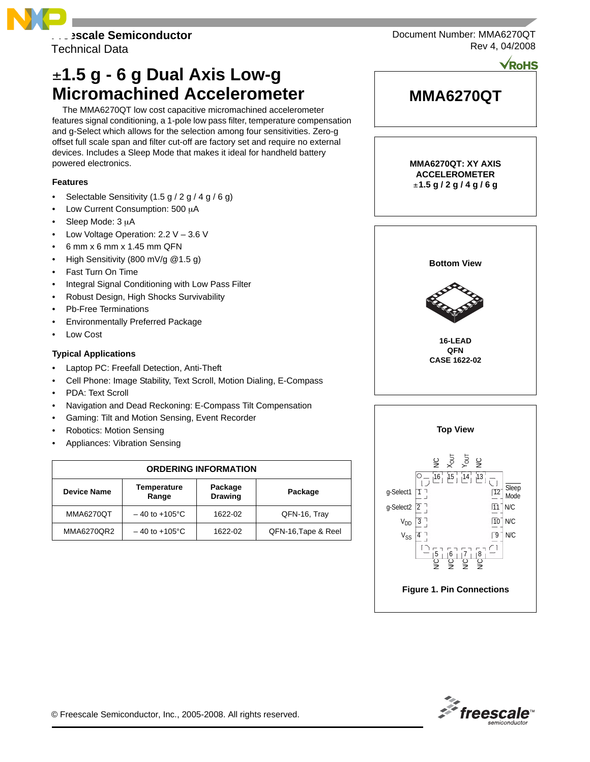Freescale Semiconductor
Technical Data

Document Number: MMA6270QT
Rev 4, 04/2008

# ±1.5 g - 6 g Dual Axis Low-g Micromachined Accelerometer

The MMA6270QT low cost capacitive micromachined accelerometer features signal conditioning, a 1-pole low pass filter, temperature compensation and g-Select which allows for the selection among four sensitivities. Zero-g offset full scale span and filter cut-off are factory set and require no external devices. Includes a Sleep Mode that makes it ideal for handheld battery powered electronics.

### Features

- Selectable Sensitivity (1.5 g / 2 g / 4 g / 6 g)
- Low Current Consumption: 500 μA
- Sleep Mode: 3 μA
- Low Voltage Operation: 2.2 V – 3.6 V
- 6 mm x 6 mm x 1.45 mm QFN
- High Sensitivity (800 mV/g @1.5 g)
- Fast Turn On Time
- Integral Signal Conditioning with Low Pass Filter
- Robust Design, High Shocks Survivability
- Pb-Free Terminations
- Environmentally Preferred Package
- Low Cost

### Typical Applications

- Laptop PC: Freefall Detection, Anti-Theft
- Cell Phone: Image Stability, Text Scroll, Motion Dialing, E-Compass
- PDA: Text Scroll
- Navigation and Dead Reckoning: E-Compass Tilt Compensation
- Gaming: Tilt and Motion Sensing, Event Recorder
- Robotics: Motion Sensing
- Appliances: Vibration Sensing

**ORDERING INFORMATION**

| Device Name | Temperature Range | Package Drawing | Package |
|---|---|---|---|
| MMA6270QT | – 40 to +105°C | 1622-02 | QFN-16, Tray |
| MMA6270QR2 | – 40 to +105°C | 1622-02 | QFN-16,Tape & Reel |

**MMA6270QT**

**MMA6270QT: XY AXIS ACCELEROMETER ±1.5 g / 2 g / 4 g / 6 g**

**Bottom View**

**16-LEAD QFN CASE 1622-02**

**Top View**

N/C
$X_{OUT}$
$Y_{OUT}$
N/C
16
15
14
13
g-Select1 1
g-Select2 2
$V_{DD}$ 3
$V_{SS}$ 4
12 Sleep Mode
11 N/C
10 N/C
9 N/C
5 N/C
6 N/C
7 N/C
8 N/C

**Figure 1. Pin Connections**

© Freescale Semiconductor, Inc., 2005-2008. All rights reserved.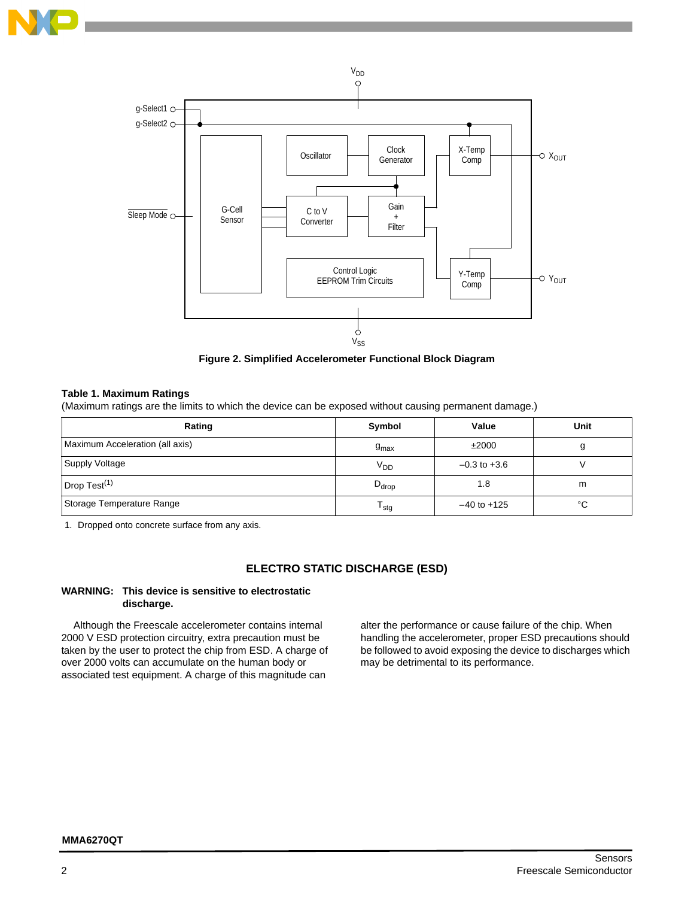$V_{DD}$

g-Select1

g-Select2

Oscillator

Clock Generator

X-Temp Comp

$X_{OUT}$

Sleep Mode

G-Cell Sensor

C to V Converter

Gain + Filter

Control Logic EEPROM Trim Circuits

Y-Temp Comp

$Y_{OUT}$

$V_{SS}$

**Figure 2. Simplified Accelerometer Functional Block Diagram**

**Table 1. Maximum Ratings**

(Maximum ratings are the limits to which the device can be exposed without causing permanent damage.)

| Rating | Symbol | Value | Unit |
|---|---|---|---|
| Maximum Acceleration (all axis) | $g_{max}$ | ±2000 | g |
| Supply Voltage | $V_{DD}$ | –0.3 to +3.6 | V |
| Drop Test[1] | $D_{drop}$ | 1.8 | m |
| Storage Temperature Range | $T_{stg}$ | –40 to +125 | °C |

1. Dropped onto concrete surface from any axis.

## ELECTRO STATIC DISCHARGE (ESD)

**WARNING: This device is sensitive to electrostatic discharge.**

Although the Freescale accelerometer contains internal 2000 V ESD protection circuitry, extra precaution must be taken by the user to protect the chip from ESD. A charge of over 2000 volts can accumulate on the human body or associated test equipment. A charge of this magnitude can alter the performance or cause failure of the chip. When handling the accelerometer, proper ESD precautions should be followed to avoid exposing the device to discharges which may be detrimental to its performance.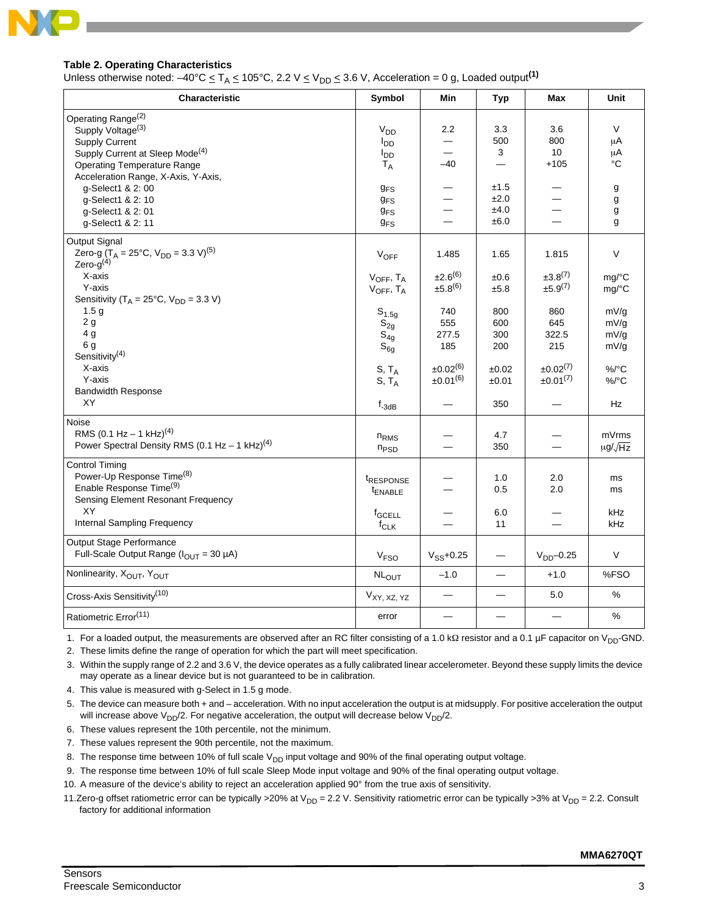**Table 2. Operating Characteristics**

Unless otherwise noted: $-40°C \le T_A \le 105°C$, $2.2\ V \le V_{DD} \le 3.6\ V$, Acceleration = 0 g, Loaded output[(1)]

| Characteristic | Symbol | Min | Typ | Max | Unit |
|---|---|---|---|---|---|
| Operating Range[(2)] | | | | | |
| Supply Voltage[(3)] | $V_{DD}$ | 2.2 | 3.3 | 3.6 | V |
| Supply Current | $I_{DD}$ | — | 500 | 800 | μA |
| Supply Current at Sleep Mode[(4)] | $I_{DD}$ | — | 3 | 10 | μA |
| Operating Temperature Range | $T_A$ | –40 | — | +105 | °C |
| Acceleration Range, X-Axis, Y-Axis, | | | | | |
| g-Select1 & 2: 00 | $g_{FS}$ | — | ±1.5 | — | g |
| g-Select1 & 2: 10 | $g_{FS}$ | — | ±2.0 | — | g |
| g-Select1 & 2: 01 | $g_{FS}$ | — | ±4.0 | — | g |
| g-Select1 & 2: 11 | $g_{FS}$ | — | ±6.0 | — | g |
| Output Signal | | | | | |
| Zero-g ($T_A$ = 25°C, $V_{DD}$ = 3.3 V)[(5)] | $V_{OFF}$ | 1.485 | 1.65 | 1.815 | V |
| Zero-g[(4)] | | | | | |
| X-axis | $V_{OFF}, T_A$ | ±2.6[(6)] | ±0.6 | ±3.8[(7)] | mg/°C |
| Y-axis | $V_{OFF}, T_A$ | ±5.8[(6)] | ±5.8 | ±5.9[(7)] | mg/°C |
| Sensitivity ($T_A$ = 25°C, $V_{DD}$ = 3.3 V) | | | | | |
| 1.5 g | $S_{1.5g}$ | 740 | 800 | 860 | mV/g |
| 2 g | $S_{2g}$ | 555 | 600 | 645 | mV/g |
| 4 g | $S_{4g}$ | 277.5 | 300 | 322.5 | mV/g |
| 6 g | $S_{6g}$ | 185 | 200 | 215 | mV/g |
| Sensitivity[(4)] | | | | | |
| X-axis | $S, T_A$ | ±0.02[(6)] | ±0.02 | ±0.02[(7)] | %/°C |
| Y-axis | $S, T_A$ | ±0.01[(6)] | ±0.01 | ±0.01[(7)] | %/°C |
| Bandwidth Response | | | | | |
| XY | $f_{-3dB}$ | — | 350 | — | Hz |
| Noise | | | | | |
| RMS (0.1 Hz – 1 kHz)[(4)] | $n_{RMS}$ | — | 4.7 | — | mVrms |
| Power Spectral Density RMS (0.1 Hz – 1 kHz)[(4)] | $n_{PSD}$ | — | 350 | — | $\mu g/\sqrt{Hz}$ |
| Control Timing | | | | | |
| Power-Up Response Time[(8)] | $t_{RESPONSE}$ | — | 1.0 | 2.0 | ms |
| Enable Response Time[(9)] | $t_{ENABLE}$ | — | 0.5 | 2.0 | ms |
| Sensing Element Resonant Frequency | | | | | |
| XY | $f_{GCELL}$ | — | 6.0 | — | kHz |
| Internal Sampling Frequency | $f_{CLK}$ | — | 11 | — | kHz |
| Output Stage Performance | | | | | |
| Full-Scale Output Range ($I_{OUT}$ = 30 μA) | $V_{FSO}$ | $V_{SS}$+0.25 | — | $V_{DD}$–0.25 | V |
| Nonlinearity, $X_{OUT}$, $Y_{OUT}$ | $NL_{OUT}$ | –1.0 | — | +1.0 | %FSO |
| Cross-Axis Sensitivity[(10)] | $V_{XY, XZ, YZ}$ | — | — | 5.0 | % |
| Ratiometric Error[(11)] | error | — | — | — | % |

1. For a loaded output, the measurements are observed after an RC filter consisting of a 1.0 kΩ resistor and a 0.1 μF capacitor on $V_{DD}$-GND.
2. These limits define the range of operation for which the part will meet specification.
3. Within the supply range of 2.2 and 3.6 V, the device operates as a fully calibrated linear accelerometer. Beyond these supply limits the device may operate as a linear device but is not guaranteed to be in calibration.
4. This value is measured with g-Select in 1.5 g mode.
5. The device can measure both + and – acceleration. With no input acceleration the output is at midsupply. For positive acceleration the output will increase above $V_{DD}/2$. For negative acceleration, the output will decrease below $V_{DD}/2$.
6. These values represent the 10th percentile, not the minimum.
7. These values represent the 90th percentile, not the maximum.
8. The response time between 10% of full scale $V_{DD}$ input voltage and 90% of the final operating output voltage.
9. The response time between 10% of full scale Sleep Mode input voltage and 90% of the final operating output voltage.
10. A measure of the device's ability to reject an acceleration applied 90° from the true axis of sensitivity.
11. Zero-g offset ratiometric error can be typically >20% at $V_{DD}$ = 2.2 V. Sensitivity ratiometric error can be typically >3% at $V_{DD}$ = 2.2. Consult factory for additional information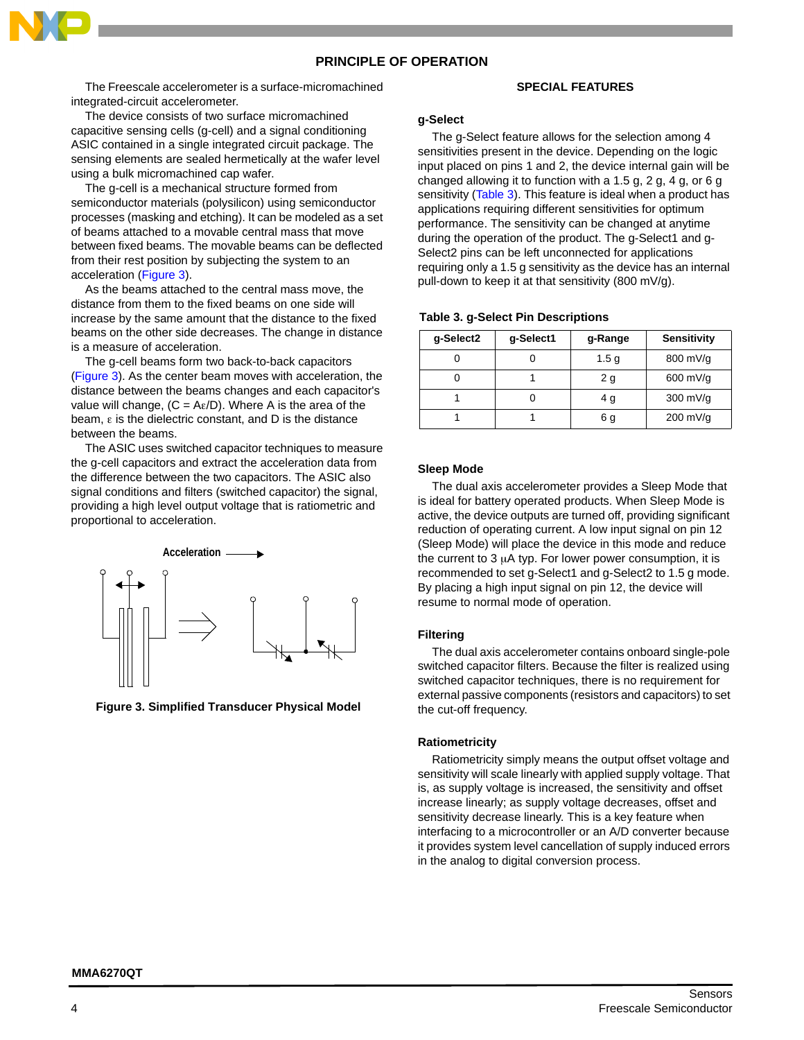## PRINCIPLE OF OPERATION

The Freescale accelerometer is a surface-micromachined integrated-circuit accelerometer.

The device consists of two surface micromachined capacitive sensing cells (g-cell) and a signal conditioning ASIC contained in a single integrated circuit package. The sensing elements are sealed hermetically at the wafer level using a bulk micromachined cap wafer.

The g-cell is a mechanical structure formed from semiconductor materials (polysilicon) using semiconductor processes (masking and etching). It can be modeled as a set of beams attached to a movable central mass that move between fixed beams. The movable beams can be deflected from their rest position by subjecting the system to an acceleration (Figure 3).

As the beams attached to the central mass move, the distance from them to the fixed beams on one side will increase by the same amount that the distance to the fixed beams on the other side decreases. The change in distance is a measure of acceleration.

The g-cell beams form two back-to-back capacitors (Figure 3). As the center beam moves with acceleration, the distance between the beams changes and each capacitor's value will change, ($C = A\varepsilon/D$). Where A is the area of the beam, $\varepsilon$ is the dielectric constant, and D is the distance between the beams.

The ASIC uses switched capacitor techniques to measure the g-cell capacitors and extract the acceleration data from the difference between the two capacitors. The ASIC also signal conditions and filters (switched capacitor) the signal, providing a high level output voltage that is ratiometric and proportional to acceleration.

Acceleration

**Figure 3. Simplified Transducer Physical Model**

## SPECIAL FEATURES

### g-Select

The g-Select feature allows for the selection among 4 sensitivities present in the device. Depending on the logic input placed on pins 1 and 2, the device internal gain will be changed allowing it to function with a 1.5 g, 2 g, 4 g, or 6 g sensitivity (Table 3). This feature is ideal when a product has applications requiring different sensitivities for optimum performance. The sensitivity can be changed at anytime during the operation of the product. The g-Select1 and g-Select2 pins can be left unconnected for applications requiring only a 1.5 g sensitivity as the device has an internal pull-down to keep it at that sensitivity (800 mV/g).

**Table 3. g-Select Pin Descriptions**

| g-Select2 | g-Select1 | g-Range | Sensitivity |
|---|---|---|---|
| 0 | 0 | 1.5 g | 800 mV/g |
| 0 | 1 | 2 g | 600 mV/g |
| 1 | 0 | 4 g | 300 mV/g |
| 1 | 1 | 6 g | 200 mV/g |

### Sleep Mode

The dual axis accelerometer provides a Sleep Mode that is ideal for battery operated products. When Sleep Mode is active, the device outputs are turned off, providing significant reduction of operating current. A low input signal on pin 12 (Sleep Mode) will place the device in this mode and reduce the current to 3 μA typ. For lower power consumption, it is recommended to set g-Select1 and g-Select2 to 1.5 g mode. By placing a high input signal on pin 12, the device will resume to normal mode of operation.

### Filtering

The dual axis accelerometer contains onboard single-pole switched capacitor filters. Because the filter is realized using switched capacitor techniques, there is no requirement for external passive components (resistors and capacitors) to set the cut-off frequency.

### Ratiometricity

Ratiometricity simply means the output offset voltage and sensitivity will scale linearly with applied supply voltage. That is, as supply voltage is increased, the sensitivity and offset increase linearly; as supply voltage decreases, offset and sensitivity decrease linearly. This is a key feature when interfacing to a microcontroller or an A/D converter because it provides system level cancellation of supply induced errors in the analog to digital conversion process.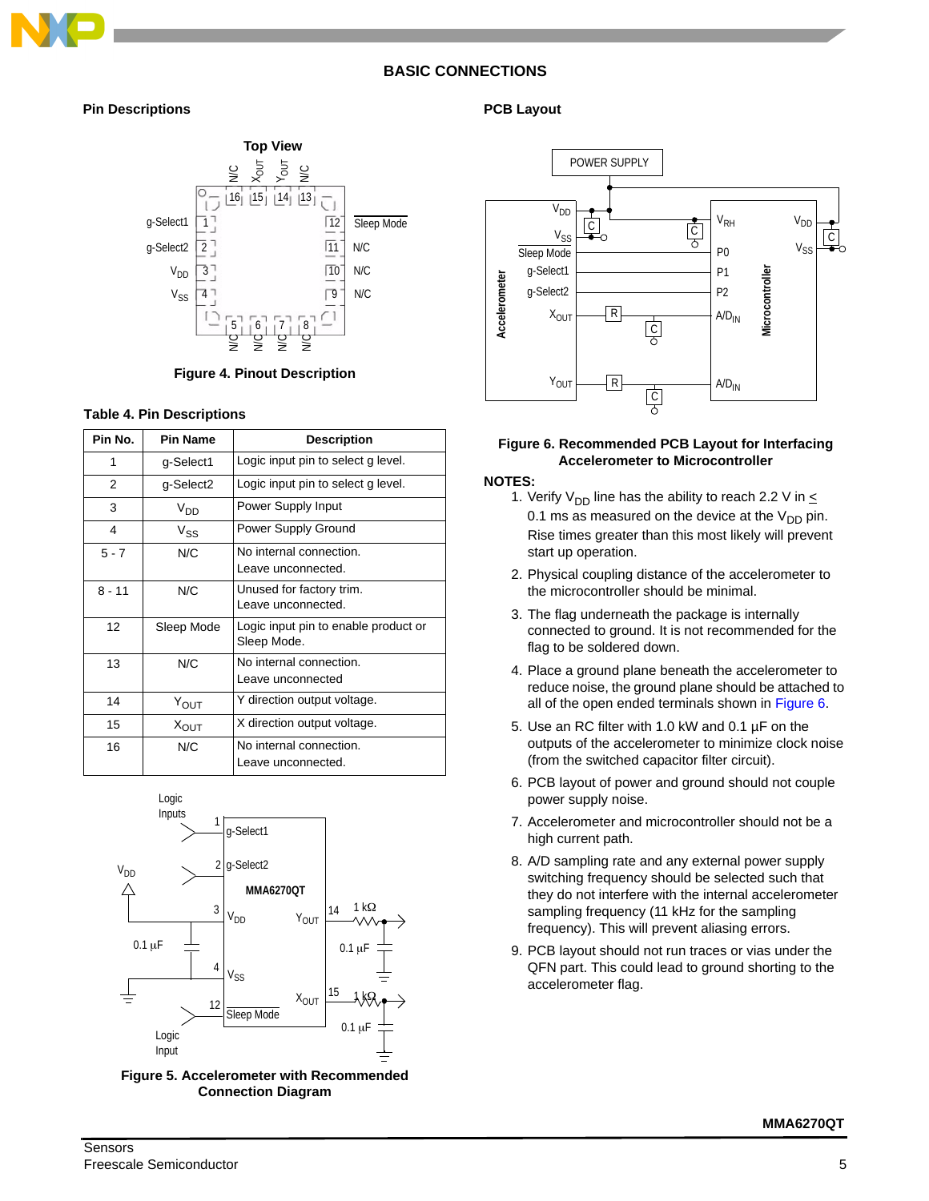## BASIC CONNECTIONS

### Pin Descriptions

Top View

N/C X_OUT Y_OUT N/C

16 15 14 13

g-Select1 1 — 12 Sleep Mode

g-Select2 2 — 11 N/C

$V_{DD}$ 3 — 10 N/C

$V_{SS}$ 4 — 9 N/C

5 6 7 8

N/C N/C N/C N/C

**Figure 4. Pinout Description**

**Table 4. Pin Descriptions**

| Pin No. | Pin Name | Description |
|---|---|---|
| 1 | g-Select1 | Logic input pin to select g level. |
| 2 | g-Select2 | Logic input pin to select g level. |
| 3 | $V_{DD}$ | Power Supply Input |
| 4 | $V_{SS}$ | Power Supply Ground |
| 5 - 7 | N/C | No internal connection. Leave unconnected. |
| 8 - 11 | N/C | Unused for factory trim. Leave unconnected. |
| 12 | Sleep Mode | Logic input pin to enable product or Sleep Mode. |
| 13 | N/C | No internal connection. Leave unconnected |
| 14 | $Y_{OUT}$ | Y direction output voltage. |
| 15 | $X_{OUT}$ | X direction output voltage. |
| 16 | N/C | No internal connection. Leave unconnected. |

Logic Inputs

$V_{DD}$

1 g-Select1

2 g-Select2

MMA6270QT

3 $V_{DD}$

$Y_{OUT}$ 14 1 kΩ

0.1 µF

0.1 µF

4 $V_{SS}$

$X_{OUT}$ 15 1 kΩ

12 Sleep Mode

0.1 µF

Logic Input

**Figure 5. Accelerometer with Recommended Connection Diagram**

### PCB Layout

POWER SUPPLY

Accelerometer: $V_{DD}$, $V_{SS}$, Sleep Mode, g-Select1, g-Select2, $X_{OUT}$, $Y_{OUT}$

C C C R C R C

Microcontroller: $V_{RH}$, P0, P1, P2, $A/D_{IN}$, $A/D_{IN}$, $V_{DD}$, $V_{SS}$

**Figure 6. Recommended PCB Layout for Interfacing Accelerometer to Microcontroller**

**NOTES:**

1. Verify $V_{DD}$ line has the ability to reach 2.2 V in ≤ 0.1 ms as measured on the device at the $V_{DD}$ pin. Rise times greater than this most likely will prevent start up operation.
2. Physical coupling distance of the accelerometer to the microcontroller should be minimal.
3. The flag underneath the package is internally connected to ground. It is not recommended for the flag to be soldered down.
4. Place a ground plane beneath the accelerometer to reduce noise, the ground plane should be attached to all of the open ended terminals shown in Figure 6.
5. Use an RC filter with 1.0 kW and 0.1 µF on the outputs of the accelerometer to minimize clock noise (from the switched capacitor filter circuit).
6. PCB layout of power and ground should not couple power supply noise.
7. Accelerometer and microcontroller should not be a high current path.
8. A/D sampling rate and any external power supply switching frequency should be selected such that they do not interfere with the internal accelerometer sampling frequency (11 kHz for the sampling frequency). This will prevent aliasing errors.
9. PCB layout should not run traces or vias under the QFN part. This could lead to ground shorting to the accelerometer flag.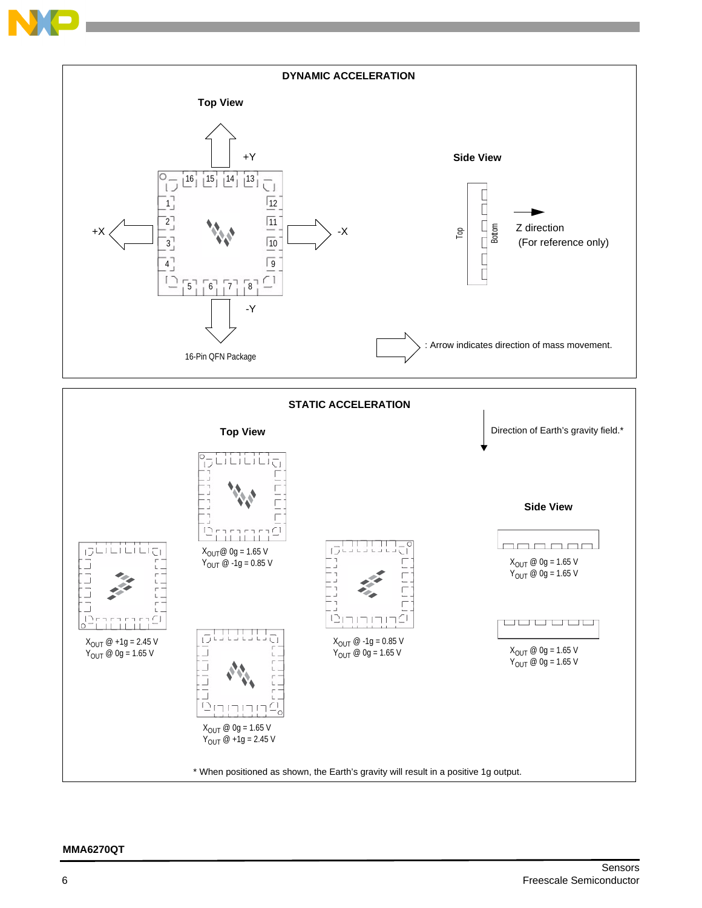## DYNAMIC ACCELERATION

**Top View**

+Y

+X

-X

-Y

16-Pin QFN Package

**Side View**

Top

Bottom

Z direction
(For reference only)

: Arrow indicates direction of mass movement.

## STATIC ACCELERATION

**Top View**

Direction of Earth's gravity field.*

$X_{OUT}$ @ 0g = 1.65 V
$Y_{OUT}$ @ -1g = 0.85 V

$X_{OUT}$ @ +1g = 2.45 V
$Y_{OUT}$ @ 0g = 1.65 V

$X_{OUT}$ @ -1g = 0.85 V
$Y_{OUT}$ @ 0g = 1.65 V

$X_{OUT}$ @ 0g = 1.65 V
$Y_{OUT}$ @ +1g = 2.45 V

**Side View**

$X_{OUT}$ @ 0g = 1.65 V
$Y_{OUT}$ @ 0g = 1.65 V

$X_{OUT}$ @ 0g = 1.65 V
$Y_{OUT}$ @ 0g = 1.65 V

* When positioned as shown, the Earth's gravity will result in a positive 1g output.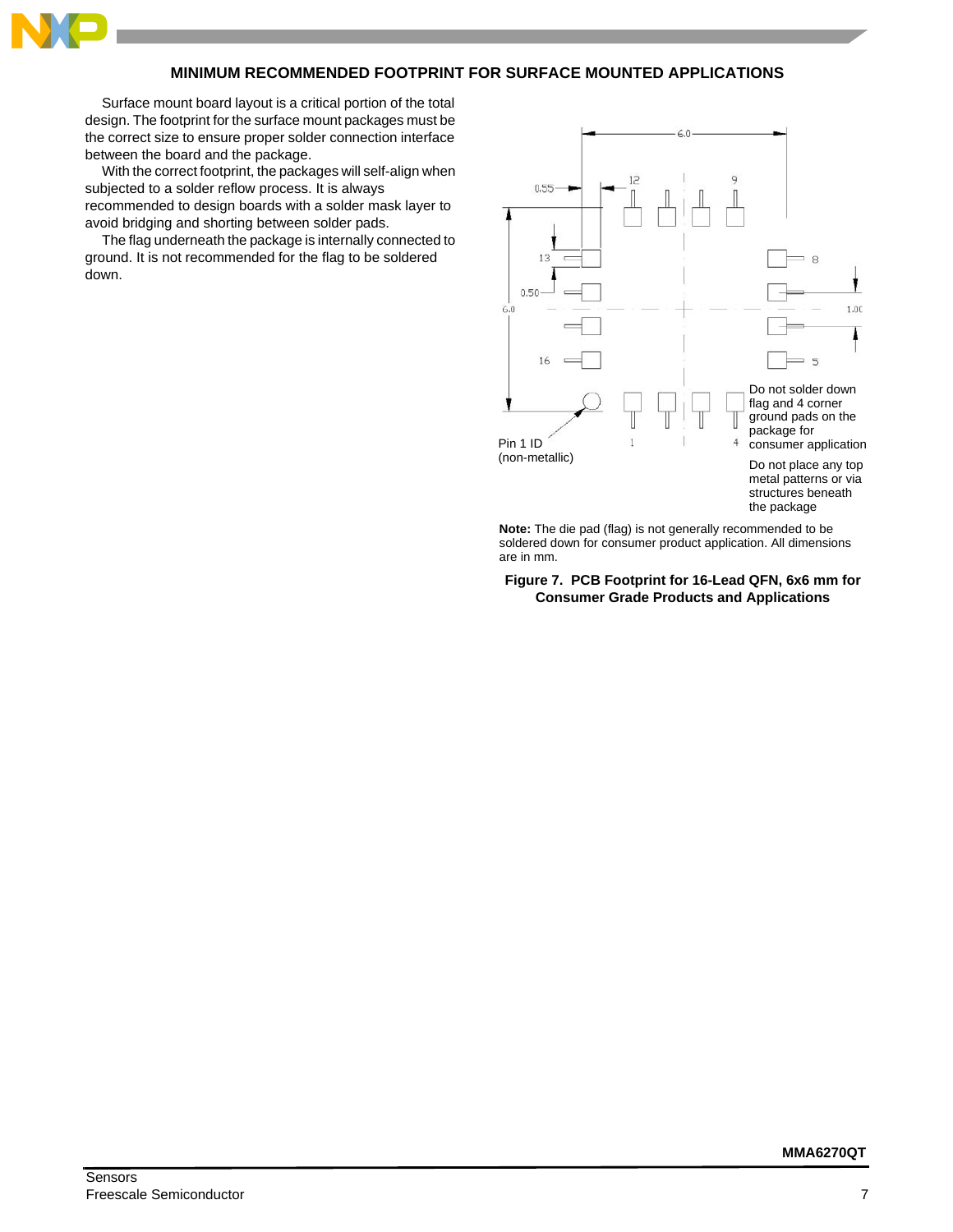## MINIMUM RECOMMENDED FOOTPRINT FOR SURFACE MOUNTED APPLICATIONS

Surface mount board layout is a critical portion of the total design. The footprint for the surface mount packages must be the correct size to ensure proper solder connection interface between the board and the package.

With the correct footprint, the packages will self-align when subjected to a solder reflow process. It is always recommended to design boards with a solder mask layer to avoid bridging and shorting between solder pads.

The flag underneath the package is internally connected to ground. It is not recommended for the flag to be soldered down.

6.0
0.55
12
9
13
8
0.50
6.0
1.00
16
5
1
4
Pin 1 ID (non-metallic)
Do not solder down flag and 4 corner ground pads on the package for consumer application
Do not place any top metal patterns or via structures beneath the package

**Note:** The die pad (flag) is not generally recommended to be soldered down for consumer product application. All dimensions are in mm.

**Figure 7. PCB Footprint for 16-Lead QFN, 6x6 mm for Consumer Grade Products and Applications**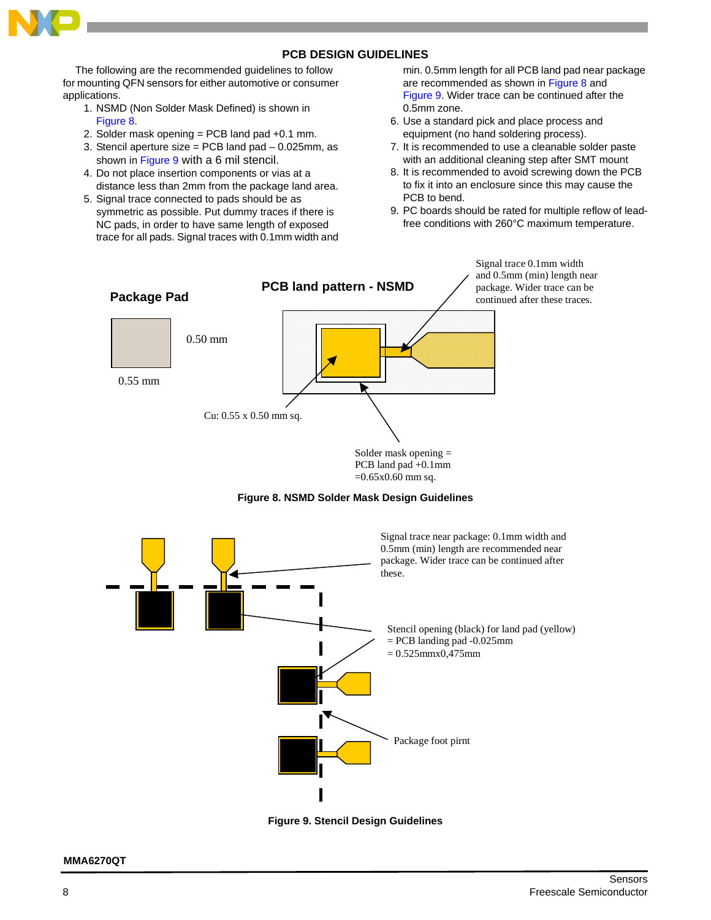## PCB DESIGN GUIDELINES

The following are the recommended guidelines to follow for mounting QFN sensors for either automotive or consumer applications.

1. NSMD (Non Solder Mask Defined) is shown in Figure 8.
2. Solder mask opening = PCB land pad +0.1 mm.
3. Stencil aperture size = PCB land pad – 0.025mm, as shown in Figure 9 with a 6 mil stencil.
4. Do not place insertion components or vias at a distance less than 2mm from the package land area.
5. Signal trace connected to pads should be as symmetric as possible. Put dummy traces if there is NC pads, in order to have same length of exposed trace for all pads. Signal traces with 0.1mm width and min. 0.5mm length for all PCB land pad near package are recommended as shown in Figure 8 and Figure 9. Wider trace can be continued after the 0.5mm zone.
6. Use a standard pick and place process and equipment (no hand soldering process).
7. It is recommended to use a cleanable solder paste with an additional cleaning step after SMT mount
8. It is recommended to avoid screwing down the PCB to fix it into an enclosure since this may cause the PCB to bend.
9. PC boards should be rated for multiple reflow of lead-free conditions with 260°C maximum temperature.

Package Pad

0.50 mm

0.55 mm

PCB land pattern - NSMD

Signal trace 0.1mm width and 0.5mm (min) length near package. Wider trace can be continued after these traces.

Cu: 0.55 x 0.50 mm sq.

Solder mask opening = PCB land pad +0.1mm =0.65x0.60 mm sq.

**Figure 8. NSMD Solder Mask Design Guidelines**

Signal trace near package: 0.1mm width and 0.5mm (min) length are recommended near package. Wider trace can be continued after these.

Stencil opening (black) for land pad (yellow) = PCB landing pad -0.025mm = 0.525mmx0,475mm

Package foot pirnt

**Figure 9. Stencil Design Guidelines**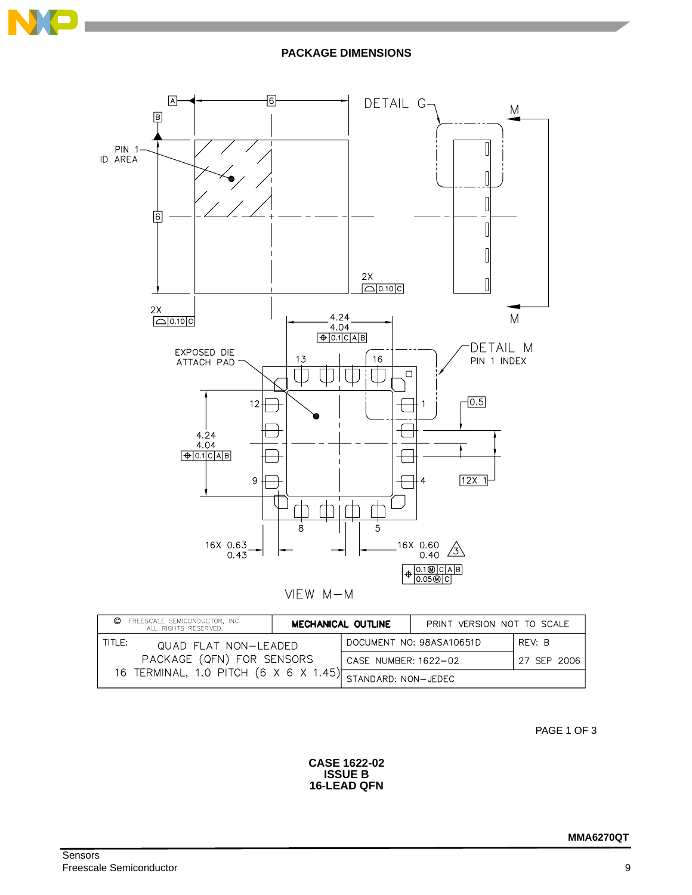## PACKAGE DIMENSIONS

A
6
B
PIN 1 ID AREA
6
2X
0.10 C
DETAIL G
M
M
2X
0.10 C
4.24
4.04
0.1 C A B
EXPOSED DIE ATTACH PAD
13
16
DETAIL M
PIN 1 INDEX
0.5
12
1
4.24
4.04
0.1 C A B
9
4
12X 1
8
5
16X 0.63
0.43
16X 0.60
0.40
3
0.1 M C A B
0.05 M C
VIEW M–M

| © FREESCALE SEMICONDUCTOR, INC. ALL RIGHTS RESERVED. | MECHANICAL OUTLINE | PRINT VERSION NOT TO SCALE | |
|---|---|---|---|
| TITLE: QUAD FLAT NON–LEADED PACKAGE (QFN) FOR SENSORS 16 TERMINAL, 1.0 PITCH (6 X 6 X 1.45) | | DOCUMENT NO: 98ASA10651D | REV: B |
| | | CASE NUMBER: 1622–02 | 27 SEP 2006 |
| | | STANDARD: NON–JEDEC | |

PAGE 1 OF 3

**CASE 1622-02**
**ISSUE B**
**16-LEAD QFN**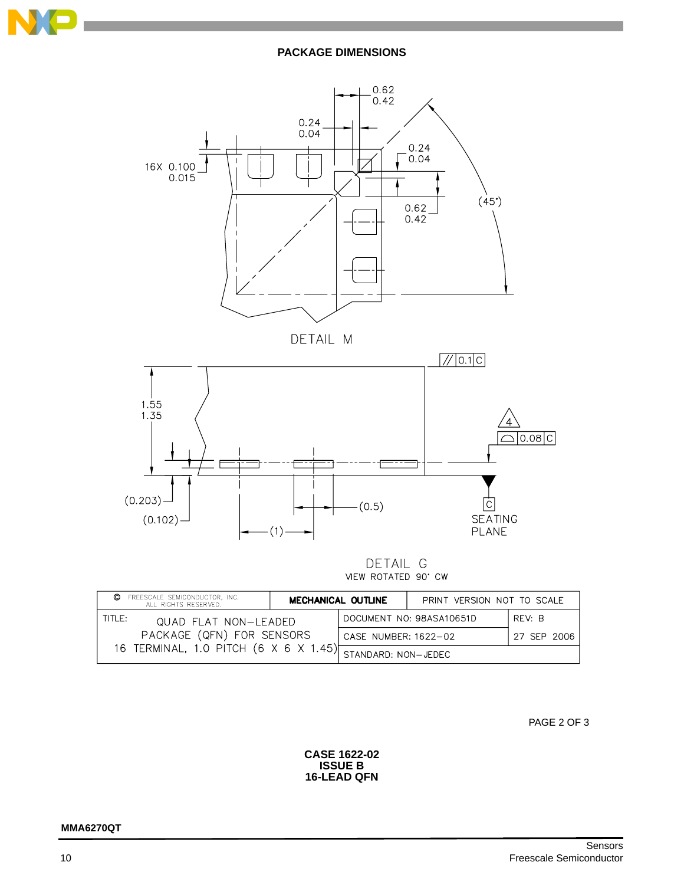## PACKAGE DIMENSIONS

0.62
0.42

0.24
0.04

16X 0.100
0.015

0.24
0.04

0.62
0.42

(45°)

DETAIL M

// 0.1 C

1.55
1.35

4

0.08 C

(0.203)

(0.102)

(0.5)

(1)

C

SEATING
PLANE

DETAIL G
VIEW ROTATED 90° CW

| © FREESCALE SEMICONDUCTOR, INC. ALL RIGHTS RESERVED. | MECHANICAL OUTLINE | PRINT VERSION NOT TO SCALE | |
|---|---|---|---|
| TITLE: QUAD FLAT NON-LEADED PACKAGE (QFN) FOR SENSORS 16 TERMINAL, 1.0 PITCH (6 X 6 X 1.45) | | DOCUMENT NO: 98ASA10651D | REV: B |
| | | CASE NUMBER: 1622–02 | 27 SEP 2006 |
| | | STANDARD: NON–JEDEC | |

PAGE 2 OF 3

**CASE 1622-02**
**ISSUE B**
**16-LEAD QFN**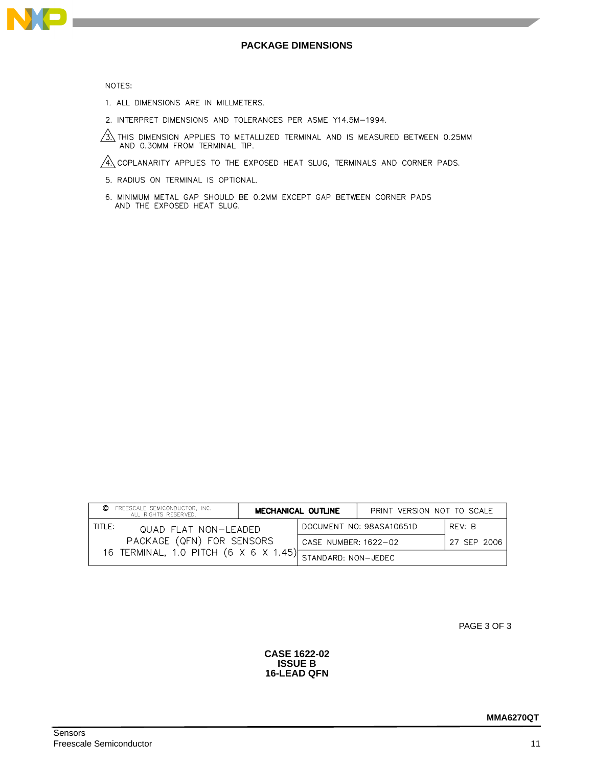## PACKAGE DIMENSIONS

NOTES:

1. ALL DIMENSIONS ARE IN MILLMETERS.
2. INTERPRET DIMENSIONS AND TOLERANCES PER ASME Y14.5M–1994.
3. THIS DIMENSION APPLIES TO METALLIZED TERMINAL AND IS MEASURED BETWEEN 0.25MM AND 0.30MM FROM TERMINAL TIP.
4. COPLANARITY APPLIES TO THE EXPOSED HEAT SLUG, TERMINALS AND CORNER PADS.
5. RADIUS ON TERMINAL IS OPTIONAL.
6. MINIMUM METAL GAP SHOULD BE 0.2MM EXCEPT GAP BETWEEN CORNER PADS AND THE EXPOSED HEAT SLUG.

| | | | |
|---|---|---|---|
| © FREESCALE SEMICONDUCTOR, INC. ALL RIGHTS RESERVED. | **MECHANICAL OUTLINE** | PRINT VERSION NOT TO SCALE | |
| TITLE: QUAD FLAT NON–LEADED PACKAGE (QFN) FOR SENSORS 16 TERMINAL, 1.0 PITCH (6 X 6 X 1.45) | | DOCUMENT NO: 98ASA10651D | REV: B |
| | | CASE NUMBER: 1622–02 | 27 SEP 2006 |
| | | STANDARD: NON–JEDEC | |

PAGE 3 OF 3

**CASE 1622-02**
**ISSUE B**
**16-LEAD QFN**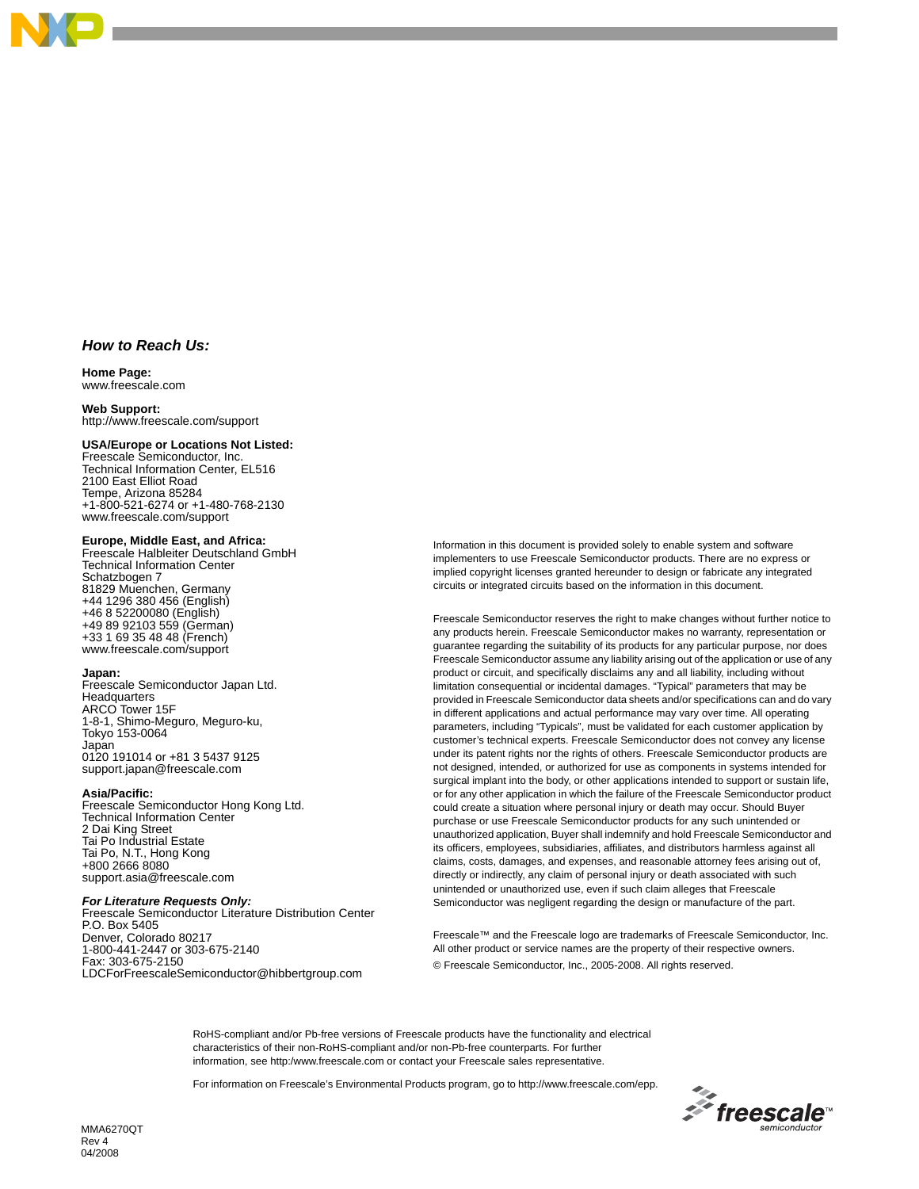*How to Reach Us:*

**Home Page:**
www.freescale.com

**Web Support:**
http://www.freescale.com/support

**USA/Europe or Locations Not Listed:**
Freescale Semiconductor, Inc.
Technical Information Center, EL516
2100 East Elliot Road
Tempe, Arizona 85284
+1-800-521-6274 or +1-480-768-2130
www.freescale.com/support

**Europe, Middle East, and Africa:**
Freescale Halbleiter Deutschland GmbH
Technical Information Center
Schatzbogen 7
81829 Muenchen, Germany
+44 1296 380 456 (English)
+46 8 52200080 (English)
+49 89 92103 559 (German)
+33 1 69 35 48 48 (French)
www.freescale.com/support

**Japan:**
Freescale Semiconductor Japan Ltd.
Headquarters
ARCO Tower 15F
1-8-1, Shimo-Meguro, Meguro-ku,
Tokyo 153-0064
Japan
0120 191014 or +81 3 5437 9125
support.japan@freescale.com

**Asia/Pacific:**
Freescale Semiconductor Hong Kong Ltd.
Technical Information Center
2 Dai King Street
Tai Po Industrial Estate
Tai Po, N.T., Hong Kong
+800 2666 8080
support.asia@freescale.com

***For Literature Requests Only:***
Freescale Semiconductor Literature Distribution Center
P.O. Box 5405
Denver, Colorado 80217
1-800-441-2447 or 303-675-2140
Fax: 303-675-2150
LDCForFreescaleSemiconductor@hibbertgroup.com

Information in this document is provided solely to enable system and software implementers to use Freescale Semiconductor products. There are no express or implied copyright licenses granted hereunder to design or fabricate any integrated circuits or integrated circuits based on the information in this document.

Freescale Semiconductor reserves the right to make changes without further notice to any products herein. Freescale Semiconductor makes no warranty, representation or guarantee regarding the suitability of its products for any particular purpose, nor does Freescale Semiconductor assume any liability arising out of the application or use of any product or circuit, and specifically disclaims any and all liability, including without limitation consequential or incidental damages. "Typical" parameters that may be provided in Freescale Semiconductor data sheets and/or specifications can and do vary in different applications and actual performance may vary over time. All operating parameters, including "Typicals", must be validated for each customer application by customer's technical experts. Freescale Semiconductor does not convey any license under its patent rights nor the rights of others. Freescale Semiconductor products are not designed, intended, or authorized for use as components in systems intended for surgical implant into the body, or other applications intended to support or sustain life, or for any other application in which the failure of the Freescale Semiconductor product could create a situation where personal injury or death may occur. Should Buyer purchase or use Freescale Semiconductor products for any such unintended or unauthorized application, Buyer shall indemnify and hold Freescale Semiconductor and its officers, employees, subsidiaries, affiliates, and distributors harmless against all claims, costs, damages, and expenses, and reasonable attorney fees arising out of, directly or indirectly, any claim of personal injury or death associated with such unintended or unauthorized use, even if such claim alleges that Freescale Semiconductor was negligent regarding the design or manufacture of the part.

Freescale™ and the Freescale logo are trademarks of Freescale Semiconductor, Inc. All other product or service names are the property of their respective owners.
© Freescale Semiconductor, Inc., 2005-2008. All rights reserved.

RoHS-compliant and/or Pb-free versions of Freescale products have the functionality and electrical characteristics of their non-RoHS-compliant and/or non-Pb-free counterparts. For further information, see http:/www.freescale.com or contact your Freescale sales representative.

For information on Freescale's Environmental Products program, go to http://www.freescale.com/epp.

MMA6270QT
Rev 4
04/2008